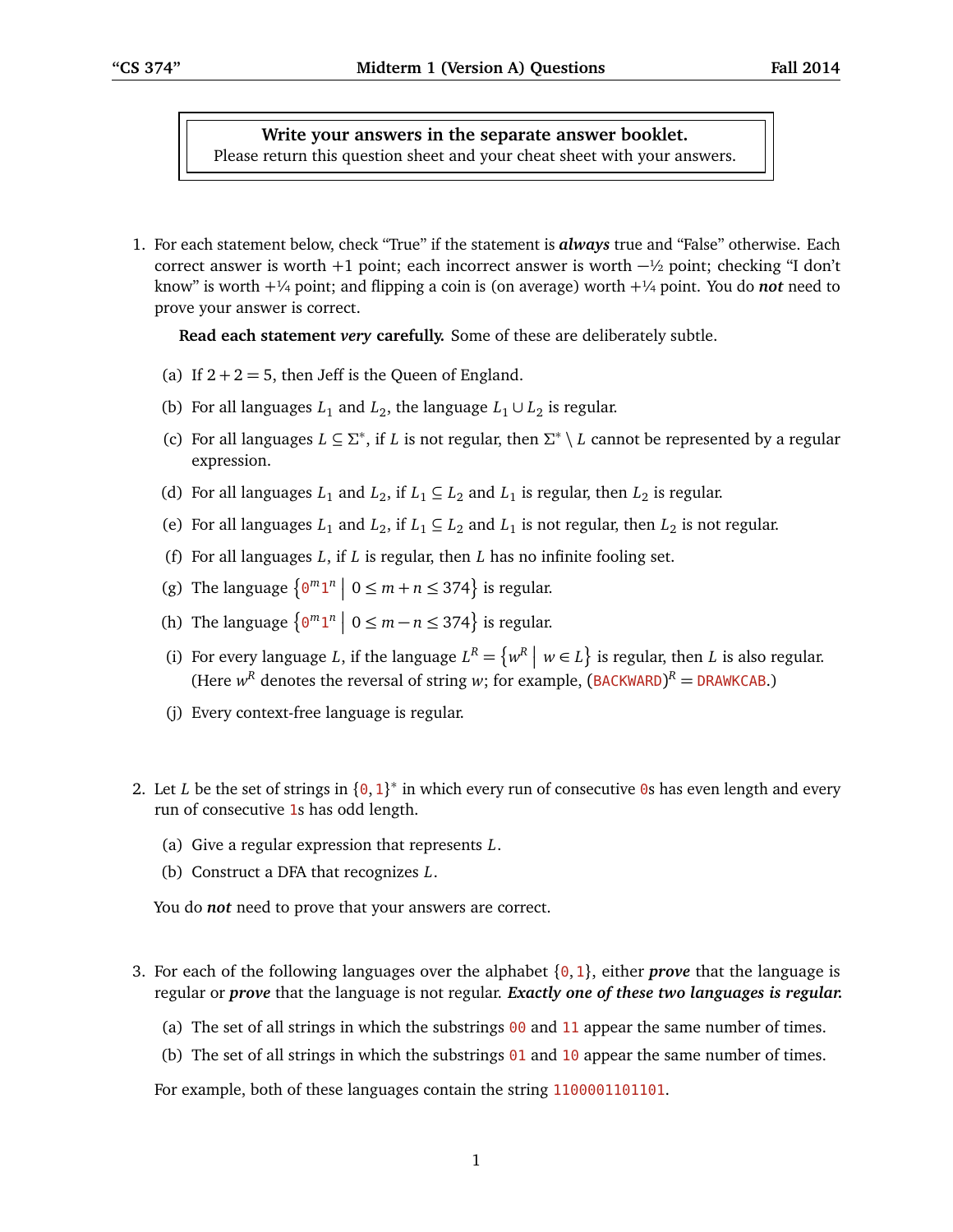**Write your answers in the separate answer booklet.**
Please return this question sheet and your cheat sheet with your answers.

1. For each statement below, check "True" if the statement is ***always*** true and "False" otherwise. Each correct answer is worth +1 point; each incorrect answer is worth −½ point; checking "I don't know" is worth +¼ point; and flipping a coin is (on average) worth +¼ point. You do ***not*** need to prove your answer is correct.

   **Read each statement *very* carefully.** Some of these are deliberately subtle.

   (a) If $2+2=5$, then Jeff is the Queen of England.

   (b) For all languages $L_1$ and $L_2$, the language $L_1 \cup L_2$ is regular.

   (c) For all languages $L \subseteq \Sigma^*$, if $L$ is not regular, then $\Sigma^* \setminus L$ cannot be represented by a regular expression.

   (d) For all languages $L_1$ and $L_2$, if $L_1 \subseteq L_2$ and $L_1$ is regular, then $L_2$ is regular.

   (e) For all languages $L_1$ and $L_2$, if $L_1 \subseteq L_2$ and $L_1$ is not regular, then $L_2$ is not regular.

   (f) For all languages $L$, if $L$ is regular, then $L$ has no infinite fooling set.

   (g) The language $\left\{ 0^m 1^n \mid 0 \le m+n \le 374 \right\}$ is regular.

   (h) The language $\left\{ 0^m 1^n \mid 0 \le m-n \le 374 \right\}$ is regular.

   (i) For every language $L$, if the language $L^R = \left\{ w^R \mid w \in L \right\}$ is regular, then $L$ is also regular. (Here $w^R$ denotes the reversal of string $w$; for example, $(\text{BACKWARD})^R = \text{DRAWKCAB}$.)

   (j) Every context-free language is regular.

2. Let $L$ be the set of strings in $\{0, 1\}^*$ in which every run of consecutive 0s has even length and every run of consecutive 1s has odd length.

   (a) Give a regular expression that represents $L$.

   (b) Construct a DFA that recognizes $L$.

   You do ***not*** need to prove that your answers are correct.

3. For each of the following languages over the alphabet $\{0, 1\}$, either ***prove*** that the language is regular or ***prove*** that the language is not regular. ***Exactly one of these two languages is regular.***

   (a) The set of all strings in which the substrings 00 and 11 appear the same number of times.

   (b) The set of all strings in which the substrings 01 and 10 appear the same number of times.

   For example, both of these languages contain the string 1100001101101.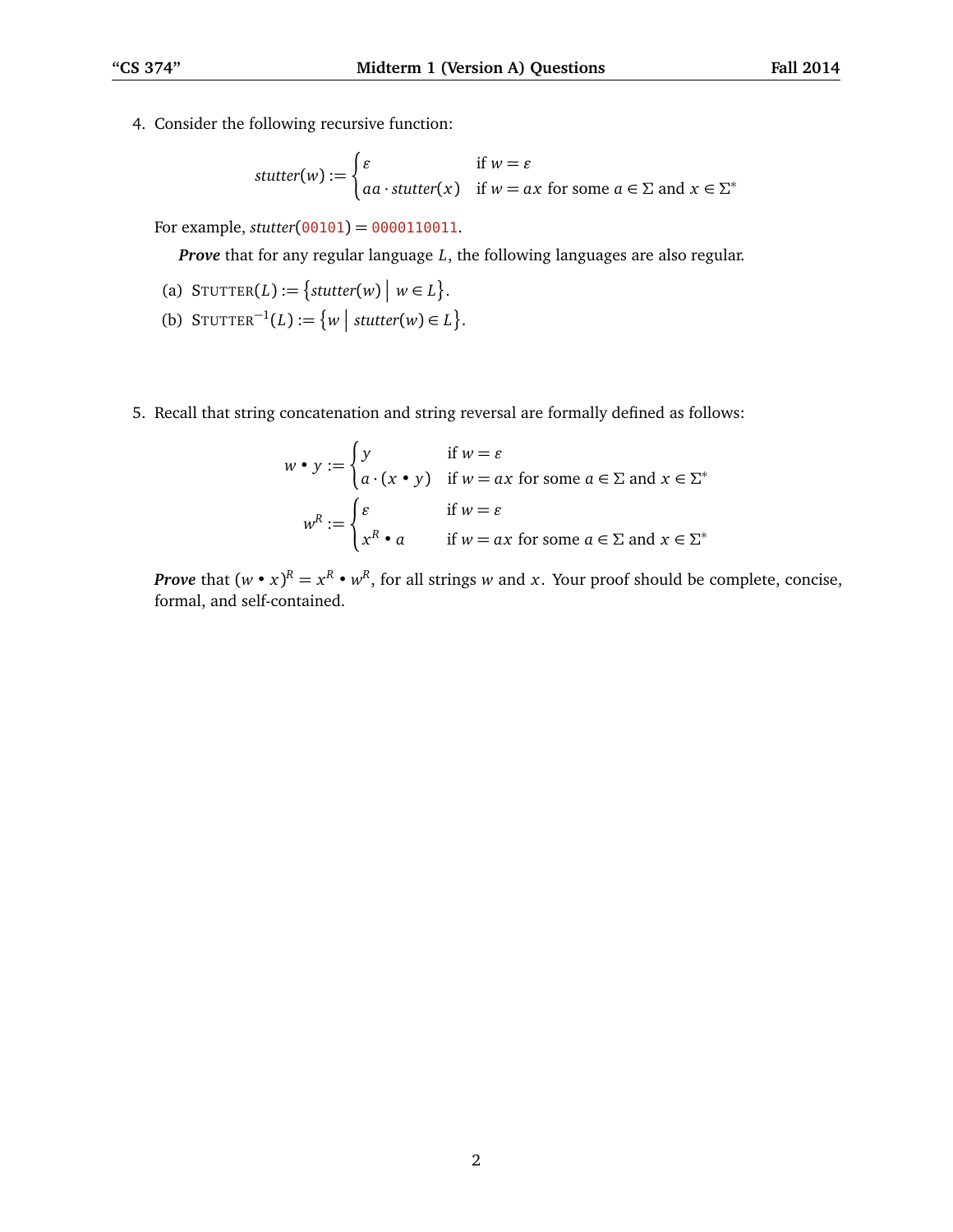4. Consider the following recursive function:

$$stutter(w) := \begin{cases} \varepsilon & \text{if } w = \varepsilon \\ aa \cdot stutter(x) & \text{if } w = ax \text{ for some } a \in \Sigma \text{ and } x \in \Sigma^* \end{cases}$$

For example, $stutter(\texttt{00101}) = \texttt{0000110011}$.

***Prove*** that for any regular language $L$, the following languages are also regular.

(a) $\textsc{Stutter}(L) := \{stutter(w) \mid w \in L\}$.

(b) $\textsc{Stutter}^{-1}(L) := \{w \mid stutter(w) \in L\}$.

5. Recall that string concatenation and string reversal are formally defined as follows:

$$w \bullet y := \begin{cases} y & \text{if } w = \varepsilon \\ a \cdot (x \bullet y) & \text{if } w = ax \text{ for some } a \in \Sigma \text{ and } x \in \Sigma^* \end{cases}$$

$$w^R := \begin{cases} \varepsilon & \text{if } w = \varepsilon \\ x^R \bullet a & \text{if } w = ax \text{ for some } a \in \Sigma \text{ and } x \in \Sigma^* \end{cases}$$

***Prove*** that $(w \bullet x)^R = x^R \bullet w^R$, for all strings $w$ and $x$. Your proof should be complete, concise, formal, and self-contained.